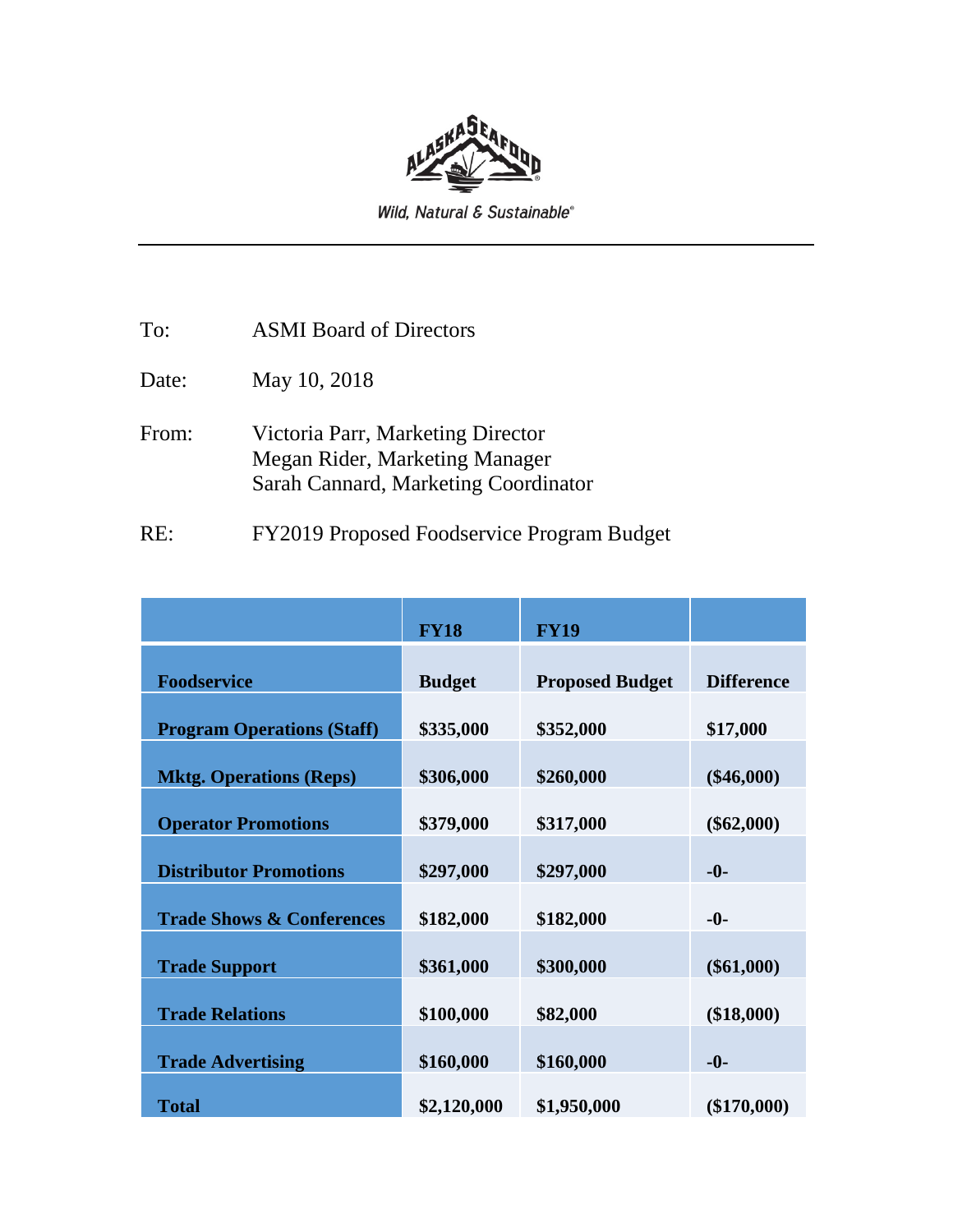Wild, Natural & Sustainable®

---

To: ASMI Board of Directors

Date: May 10, 2018

From: Victoria Parr, Marketing Director
Megan Rider, Marketing Manager
Sarah Cannard, Marketing Coordinator

RE: FY2019 Proposed Foodservice Program Budget

| | **FY18** | **FY19** | |
|---|---|---|---|
| **Foodservice** | **Budget** | **Proposed Budget** | **Difference** |
| **Program Operations (Staff)** | **$335,000** | **$352,000** | **$17,000** |
| **Mktg. Operations (Reps)** | **$306,000** | **$260,000** | **($46,000)** |
| **Operator Promotions** | **$379,000** | **$317,000** | **($62,000)** |
| **Distributor Promotions** | **$297,000** | **$297,000** | **-0-** |
| **Trade Shows & Conferences** | **$182,000** | **$182,000** | **-0-** |
| **Trade Support** | **$361,000** | **$300,000** | **($61,000)** |
| **Trade Relations** | **$100,000** | **$82,000** | **($18,000)** |
| **Trade Advertising** | **$160,000** | **$160,000** | **-0-** |
| **Total** | **$2,120,000** | **$1,950,000** | **($170,000)** |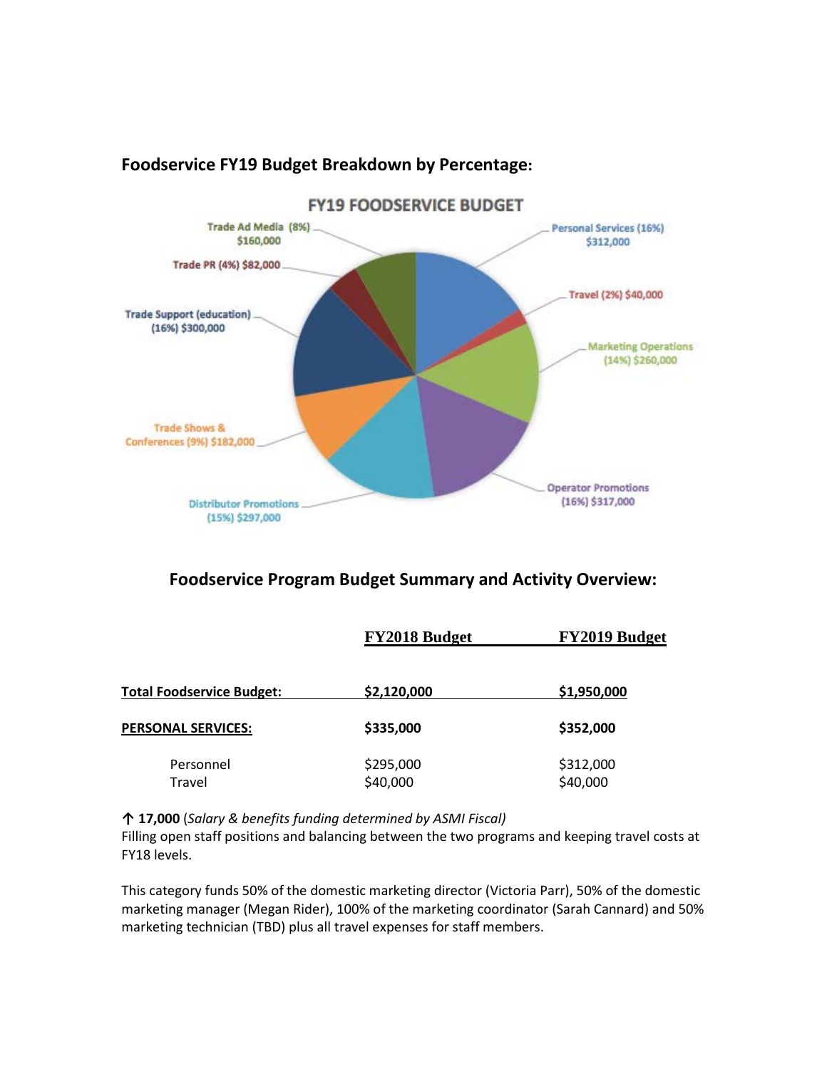## Foodservice FY19 Budget Breakdown by Percentage:

**FY19 FOODSERVICE BUDGET**

- Personal Services (16%) $312,000
- Travel (2%) $40,000
- Marketing Operations (14%) $260,000
- Operator Promotions (16%) $317,000
- Distributor Promotions (15%) $297,000
- Trade Shows & Conferences (9%) $182,000
- Trade Support (education) (16%) $300,000
- Trade PR (4%) $82,000
- Trade Ad Media (8%) $160,000

## Foodservice Program Budget Summary and Activity Overview:

| | FY2018 Budget | FY2019 Budget |
|---|---|---|
| **Total Foodservice Budget:** | **$2,120,000** | **$1,950,000** |
| **PERSONAL SERVICES:** | **$335,000** | **$352,000** |
| Personnel | $295,000 | $312,000 |
| Travel | $40,000 | $40,000 |

↑ **17,000** (*Salary & benefits funding determined by ASMI Fiscal)*
Filling open staff positions and balancing between the two programs and keeping travel costs at FY18 levels.

This category funds 50% of the domestic marketing director (Victoria Parr), 50% of the domestic marketing manager (Megan Rider), 100% of the marketing coordinator (Sarah Cannard) and 50% marketing technician (TBD) plus all travel expenses for staff members.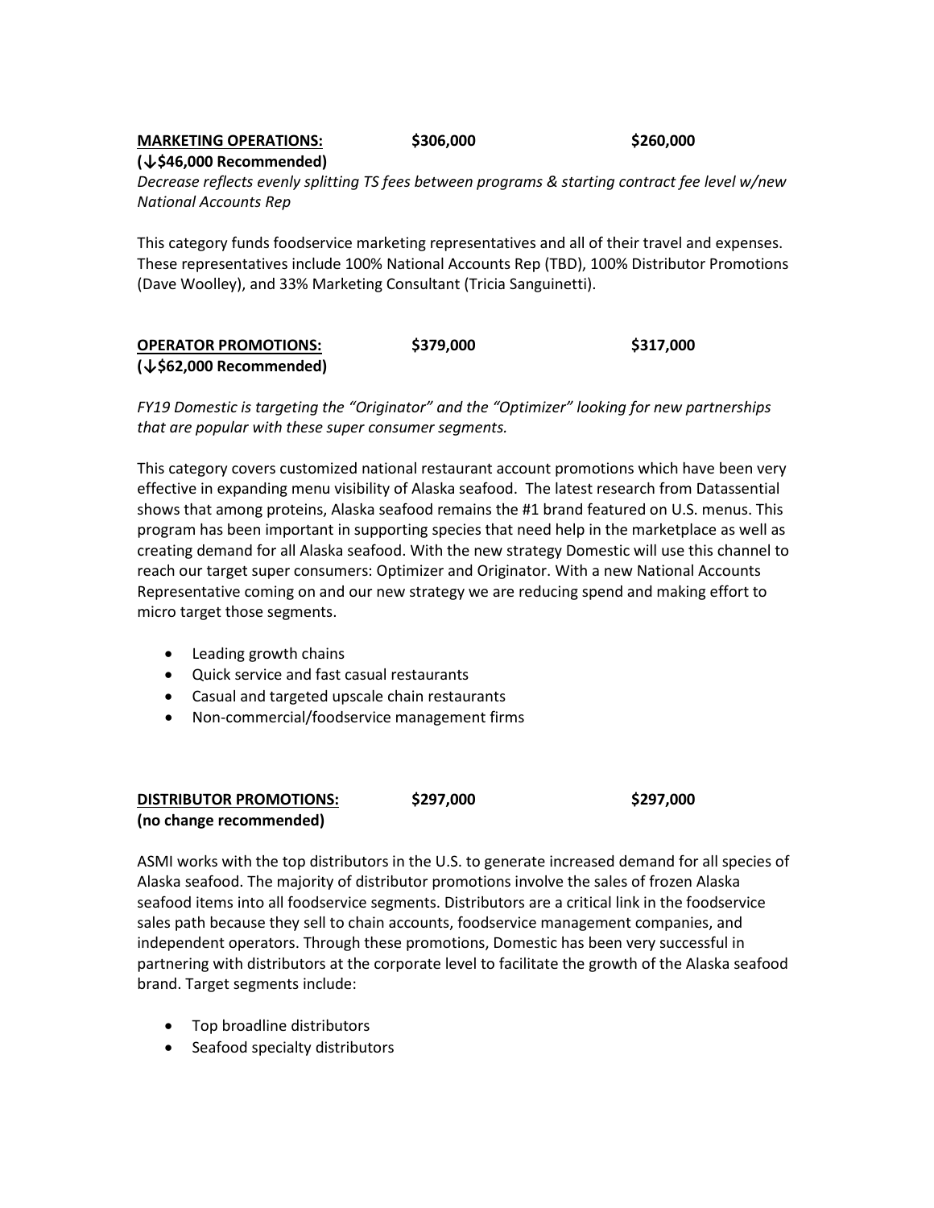**MARKETING OPERATIONS:** **$306,000** **$260,000**
**(↓$46,000 Recommended)**

*Decrease reflects evenly splitting TS fees between programs & starting contract fee level w/new National Accounts Rep*

This category funds foodservice marketing representatives and all of their travel and expenses. These representatives include 100% National Accounts Rep (TBD), 100% Distributor Promotions (Dave Woolley), and 33% Marketing Consultant (Tricia Sanguinetti).

**OPERATOR PROMOTIONS:** **$379,000** **$317,000**
**(↓$62,000 Recommended)**

*FY19 Domestic is targeting the "Originator" and the "Optimizer" looking for new partnerships that are popular with these super consumer segments.*

This category covers customized national restaurant account promotions which have been very effective in expanding menu visibility of Alaska seafood. The latest research from Datassential shows that among proteins, Alaska seafood remains the #1 brand featured on U.S. menus. This program has been important in supporting species that need help in the marketplace as well as creating demand for all Alaska seafood. With the new strategy Domestic will use this channel to reach our target super consumers: Optimizer and Originator. With a new National Accounts Representative coming on and our new strategy we are reducing spend and making effort to micro target those segments.

- Leading growth chains
- Quick service and fast casual restaurants
- Casual and targeted upscale chain restaurants
- Non-commercial/foodservice management firms

**DISTRIBUTOR PROMOTIONS:** **$297,000** **$297,000**
**(no change recommended)**

ASMI works with the top distributors in the U.S. to generate increased demand for all species of Alaska seafood. The majority of distributor promotions involve the sales of frozen Alaska seafood items into all foodservice segments. Distributors are a critical link in the foodservice sales path because they sell to chain accounts, foodservice management companies, and independent operators. Through these promotions, Domestic has been very successful in partnering with distributors at the corporate level to facilitate the growth of the Alaska seafood brand. Target segments include:

- Top broadline distributors
- Seafood specialty distributors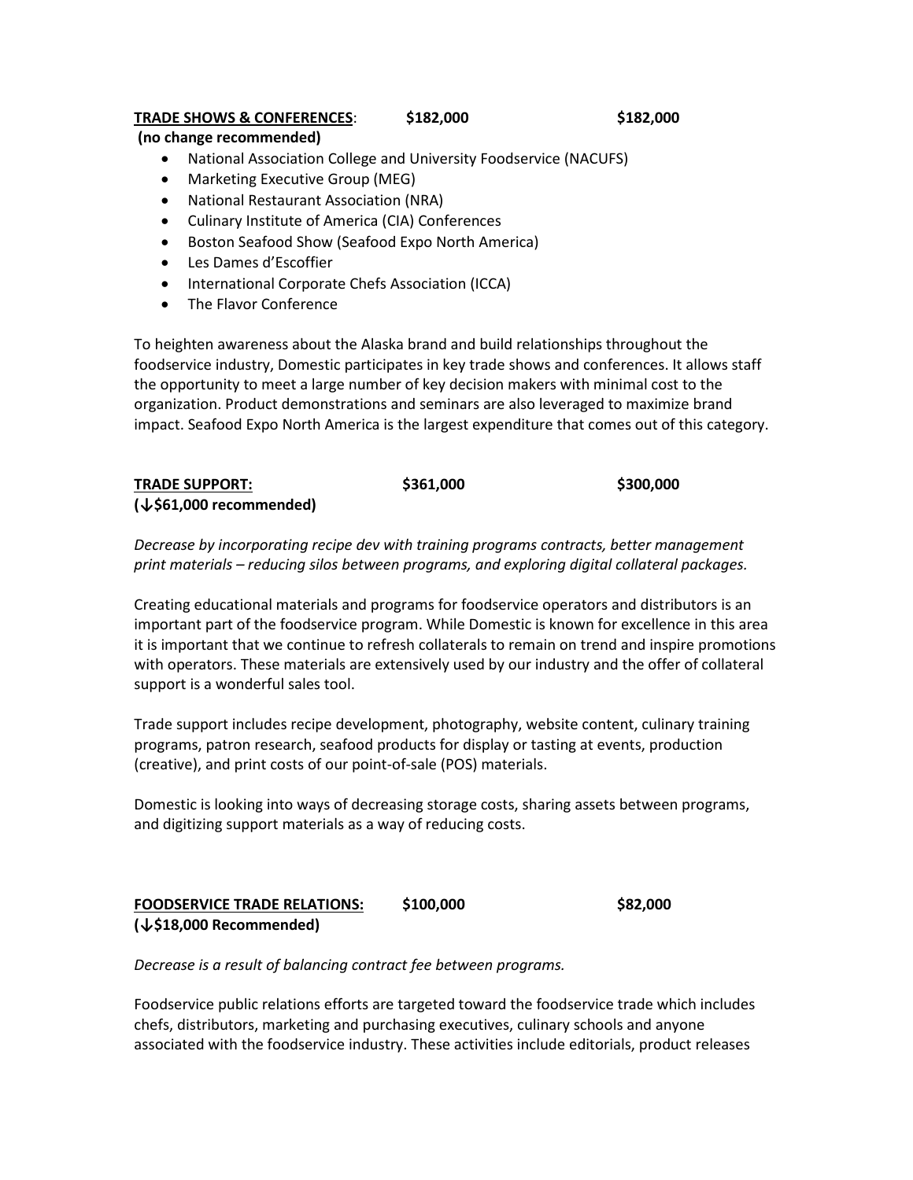**<u>TRADE SHOWS & CONFERENCES</u>**: **$182,000** **$182,000**
**(no change recommended)**

- National Association College and University Foodservice (NACUFS)
- Marketing Executive Group (MEG)
- National Restaurant Association (NRA)
- Culinary Institute of America (CIA) Conferences
- Boston Seafood Show (Seafood Expo North America)
- Les Dames d'Escoffier
- International Corporate Chefs Association (ICCA)
- The Flavor Conference

To heighten awareness about the Alaska brand and build relationships throughout the foodservice industry, Domestic participates in key trade shows and conferences. It allows staff the opportunity to meet a large number of key decision makers with minimal cost to the organization. Product demonstrations and seminars are also leveraged to maximize brand impact. Seafood Expo North America is the largest expenditure that comes out of this category.

**<u>TRADE SUPPORT:</u>** **$361,000** **$300,000**
**(↓$61,000 recommended)**

*Decrease by incorporating recipe dev with training programs contracts, better management print materials – reducing silos between programs, and exploring digital collateral packages.*

Creating educational materials and programs for foodservice operators and distributors is an important part of the foodservice program. While Domestic is known for excellence in this area it is important that we continue to refresh collaterals to remain on trend and inspire promotions with operators. These materials are extensively used by our industry and the offer of collateral support is a wonderful sales tool.

Trade support includes recipe development, photography, website content, culinary training programs, patron research, seafood products for display or tasting at events, production (creative), and print costs of our point-of-sale (POS) materials.

Domestic is looking into ways of decreasing storage costs, sharing assets between programs, and digitizing support materials as a way of reducing costs.

**<u>FOODSERVICE TRADE RELATIONS:</u>** **$100,000** **$82,000**
**(↓$18,000 Recommended)**

*Decrease is a result of balancing contract fee between programs.*

Foodservice public relations efforts are targeted toward the foodservice trade which includes chefs, distributors, marketing and purchasing executives, culinary schools and anyone associated with the foodservice industry. These activities include editorials, product releases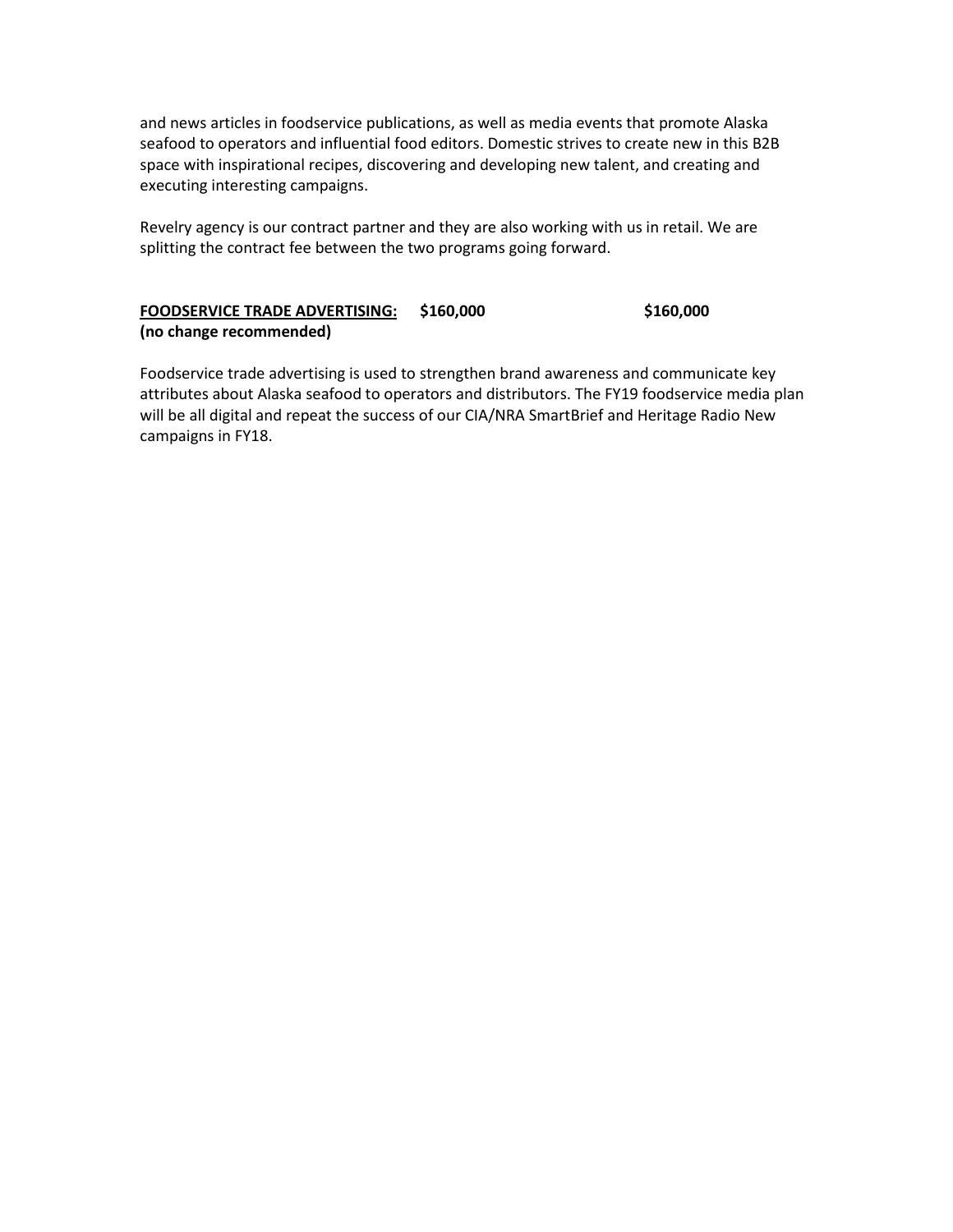and news articles in foodservice publications, as well as media events that promote Alaska seafood to operators and influential food editors. Domestic strives to create new in this B2B space with inspirational recipes, discovering and developing new talent, and creating and executing interesting campaigns.

Revelry agency is our contract partner and they are also working with us in retail. We are splitting the contract fee between the two programs going forward.

**<u>FOODSERVICE TRADE ADVERTISING:</u>** **$160,000** **$160,000**
**(no change recommended)**

Foodservice trade advertising is used to strengthen brand awareness and communicate key attributes about Alaska seafood to operators and distributors. The FY19 foodservice media plan will be all digital and repeat the success of our CIA/NRA SmartBrief and Heritage Radio New campaigns in FY18.